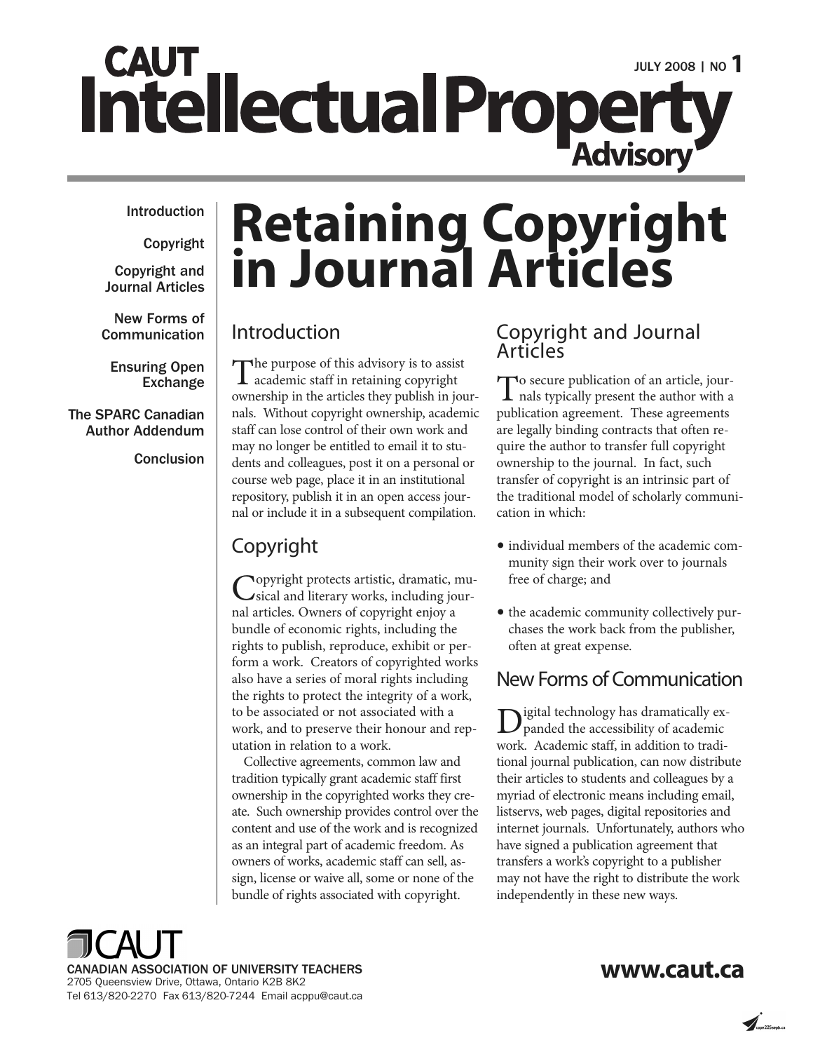# CAUT Intellectual Property Advisory

JULY 2008 | NO 1

Introduction

Copyright

Copyright and Journal Articles

New Forms of Communication

Ensuring Open Exchange

The SPARC Canadian Author Addendum

Conclusion

# Retaining Copyright in Journal Articles

## Introduction

The purpose of this advisory is to assist academic staff in retaining copyright ownership in the articles they publish in journals. Without copyright ownership, academic staff can lose control of their own work and may no longer be entitled to email it to students and colleagues, post it on a personal or course web page, place it in an institutional repository, publish it in an open access journal or include it in a subsequent compilation.

## Copyright

Copyright protects artistic, dramatic, musical and literary works, including journal articles. Owners of copyright enjoy a bundle of economic rights, including the rights to publish, reproduce, exhibit or perform a work. Creators of copyrighted works also have a series of moral rights including the rights to protect the integrity of a work, to be associated or not associated with a work, and to preserve their honour and reputation in relation to a work.

Collective agreements, common law and tradition typically grant academic staff first ownership in the copyrighted works they create. Such ownership provides control over the content and use of the work and is recognized as an integral part of academic freedom. As owners of works, academic staff can sell, assign, license or waive all, some or none of the bundle of rights associated with copyright.

## Copyright and Journal Articles

To secure publication of an article, journals typically present the author with a publication agreement. These agreements are legally binding contracts that often require the author to transfer full copyright ownership to the journal. In fact, such transfer of copyright is an intrinsic part of the traditional model of scholarly communication in which:

- individual members of the academic community sign their work over to journals free of charge; and
- the academic community collectively purchases the work back from the publisher, often at great expense.

## New Forms of Communication

Digital technology has dramatically expanded the accessibility of academic work. Academic staff, in addition to traditional journal publication, can now distribute their articles to students and colleagues by a myriad of electronic means including email, listservs, web pages, digital repositories and internet journals. Unfortunately, authors who have signed a publication agreement that transfers a work's copyright to a publisher may not have the right to distribute the work independently in these new ways.

CAUT
CANADIAN ASSOCIATION OF UNIVERSITY TEACHERS
2705 Queensview Drive, Ottawa, Ontario K2B 8K2
Tel 613/820-2270 Fax 613/820-7244 Email acppu@caut.ca

www.caut.ca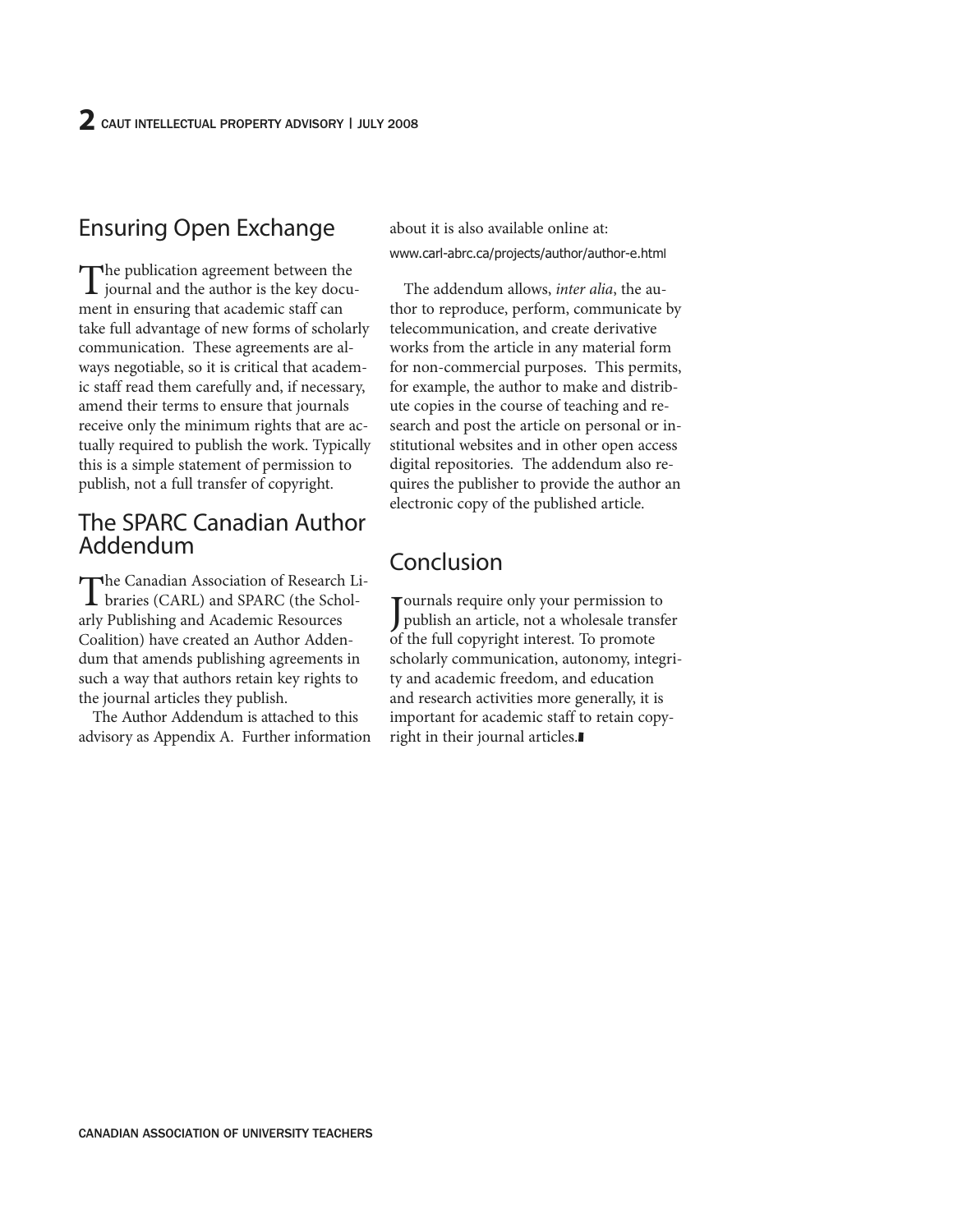## Ensuring Open Exchange

The publication agreement between the journal and the author is the key document in ensuring that academic staff can take full advantage of new forms of scholarly communication. These agreements are always negotiable, so it is critical that academic staff read them carefully and, if necessary, amend their terms to ensure that journals receive only the minimum rights that are actually required to publish the work. Typically this is a simple statement of permission to publish, not a full transfer of copyright.

## The SPARC Canadian Author Addendum

The Canadian Association of Research Libraries (CARL) and SPARC (the Scholarly Publishing and Academic Resources Coalition) have created an Author Addendum that amends publishing agreements in such a way that authors retain key rights to the journal articles they publish.

The Author Addendum is attached to this advisory as Appendix A. Further information about it is also available online at:

www.carl-abrc.ca/projects/author/author-e.html

The addendum allows, *inter alia*, the author to reproduce, perform, communicate by telecommunication, and create derivative works from the article in any material form for non-commercial purposes. This permits, for example, the author to make and distribute copies in the course of teaching and research and post the article on personal or institutional websites and in other open access digital repositories. The addendum also requires the publisher to provide the author an electronic copy of the published article.

## Conclusion

Journals require only your permission to publish an article, not a wholesale transfer of the full copyright interest. To promote scholarly communication, autonomy, integrity and academic freedom, and education and research activities more generally, it is important for academic staff to retain copyright in their journal articles.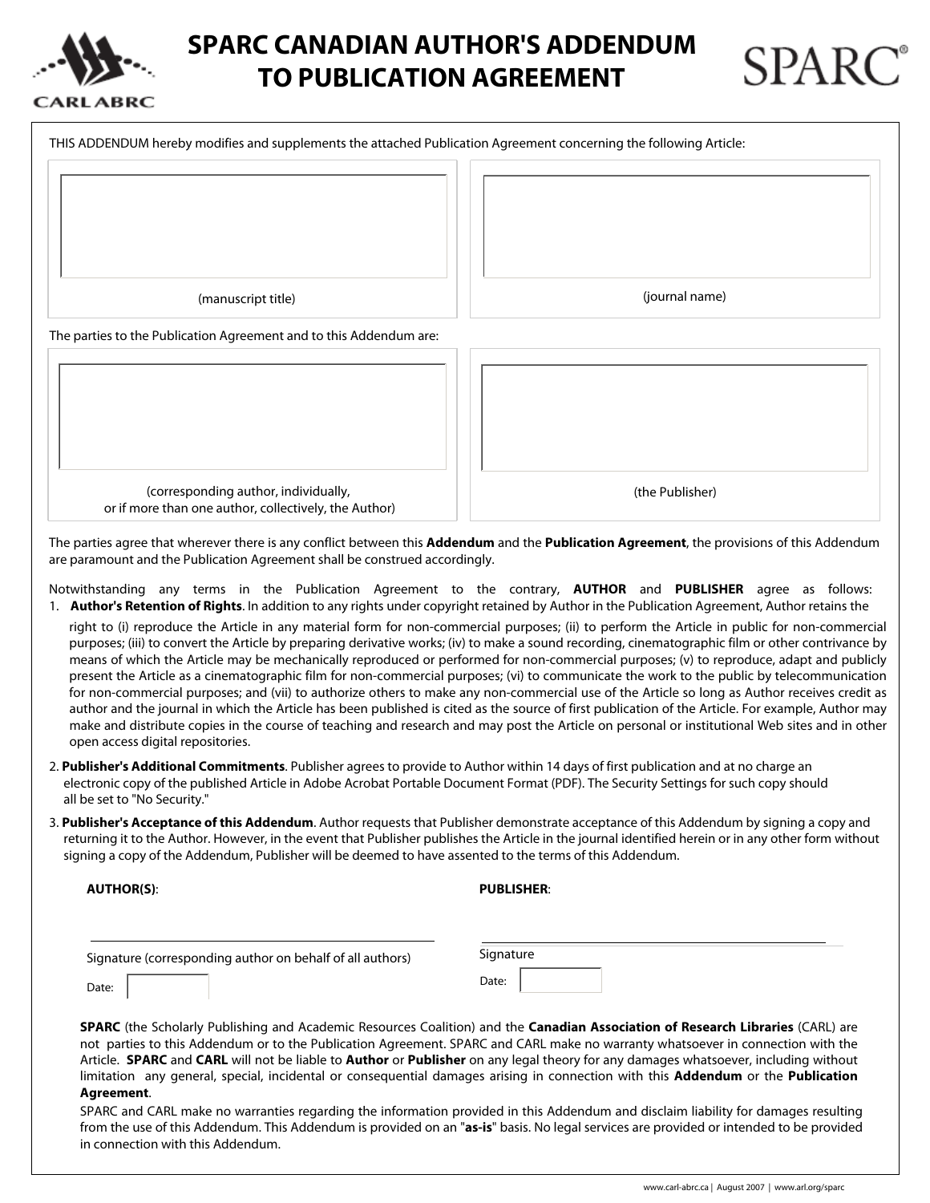# SPARC CANADIAN AUTHOR'S ADDENDUM TO PUBLICATION AGREEMENT

THIS ADDENDUM hereby modifies and supplements the attached Publication Agreement concerning the following Article:

(manuscript title)

(journal name)

The parties to the Publication Agreement and to this Addendum are:

(corresponding author, individually, or if more than one author, collectively, the Author)

(the Publisher)

The parties agree that wherever there is any conflict between this **Addendum** and the **Publication Agreement**, the provisions of this Addendum are paramount and the Publication Agreement shall be construed accordingly.

Notwithstanding any terms in the Publication Agreement to the contrary, **AUTHOR** and **PUBLISHER** agree as follows:

1. **Author's Retention of Rights**. In addition to any rights under copyright retained by Author in the Publication Agreement, Author retains the right to (i) reproduce the Article in any material form for non-commercial purposes; (ii) to perform the Article in public for non-commercial purposes; (iii) to convert the Article by preparing derivative works; (iv) to make a sound recording, cinematographic film or other contrivance by means of which the Article may be mechanically reproduced or performed for non-commercial purposes; (v) to reproduce, adapt and publicly present the Article as a cinematographic film for non-commercial purposes; (vi) to communicate the work to the public by telecommunication for non-commercial purposes; and (vii) to authorize others to make any non-commercial use of the Article so long as Author receives credit as author and the journal in which the Article has been published is cited as the source of first publication of the Article. For example, Author may make and distribute copies in the course of teaching and research and may post the Article on personal or institutional Web sites and in other open access digital repositories.

2. **Publisher's Additional Commitments**. Publisher agrees to provide to Author within 14 days of first publication and at no charge an electronic copy of the published Article in Adobe Acrobat Portable Document Format (PDF). The Security Settings for such copy should all be set to "No Security."

3. **Publisher's Acceptance of this Addendum**. Author requests that Publisher demonstrate acceptance of this Addendum by signing a copy and returning it to the Author. However, in the event that Publisher publishes the Article in the journal identified herein or in any other form without signing a copy of the Addendum, Publisher will be deemed to have assented to the terms of this Addendum.

**AUTHOR(S)**:

Signature (corresponding author on behalf of all authors)

Date:

**PUBLISHER**:

Signature

Date:

**SPARC** (the Scholarly Publishing and Academic Resources Coalition) and the **Canadian Association of Research Libraries** (CARL) are not parties to this Addendum or to the Publication Agreement. SPARC and CARL make no warranty whatsoever in connection with the Article. **SPARC** and **CARL** will not be liable to **Author** or **Publisher** on any legal theory for any damages whatsoever, including without limitation any general, special, incidental or consequential damages arising in connection with this **Addendum** or the **Publication Agreement**.

SPARC and CARL make no warranties regarding the information provided in this Addendum and disclaim liability for damages resulting from the use of this Addendum. This Addendum is provided on an "**as-is**" basis. No legal services are provided or intended to be provided in connection with this Addendum.

www.carl-abrc.ca | August 2007 | www.arl.org/sparc